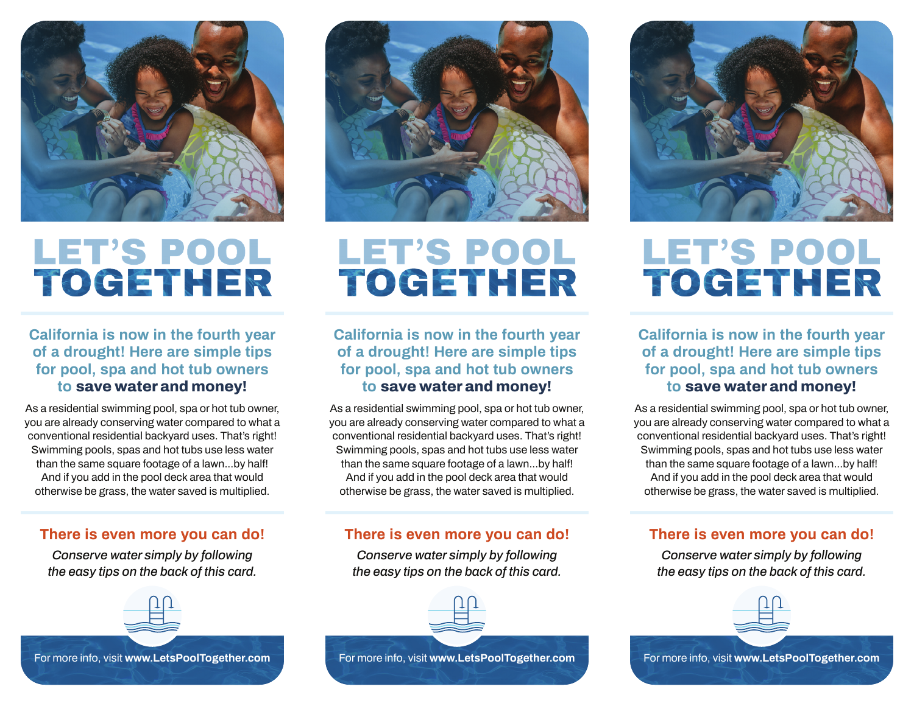# LET'S POOL TOGETHER

## California is now in the fourth year of a drought! Here are simple tips for pool, spa and hot tub owners to **save water and money!**

As a residential swimming pool, spa or hot tub owner, you are already conserving water compared to what a conventional residential backyard uses. That's right! Swimming pools, spas and hot tubs use less water than the same square footage of a lawn...by half! And if you add in the pool deck area that would otherwise be grass, the water saved is multiplied.

### There is even more you can do!

*Conserve water simply by following the easy tips on the back of this card.*

For more info, visit **www.LetsPoolTogether.com**

# LET'S POOL TOGETHER

## California is now in the fourth year of a drought! Here are simple tips for pool, spa and hot tub owners to **save water and money!**

As a residential swimming pool, spa or hot tub owner, you are already conserving water compared to what a conventional residential backyard uses. That's right! Swimming pools, spas and hot tubs use less water than the same square footage of a lawn...by half! And if you add in the pool deck area that would otherwise be grass, the water saved is multiplied.

### There is even more you can do!

*Conserve water simply by following the easy tips on the back of this card.*

For more info, visit **www.LetsPoolTogether.com**

# LET'S POOL TOGETHER

## California is now in the fourth year of a drought! Here are simple tips for pool, spa and hot tub owners to **save water and money!**

As a residential swimming pool, spa or hot tub owner, you are already conserving water compared to what a conventional residential backyard uses. That's right! Swimming pools, spas and hot tubs use less water than the same square footage of a lawn...by half! And if you add in the pool deck area that would otherwise be grass, the water saved is multiplied.

### There is even more you can do!

*Conserve water simply by following the easy tips on the back of this card.*

For more info, visit **www.LetsPoolTogether.com**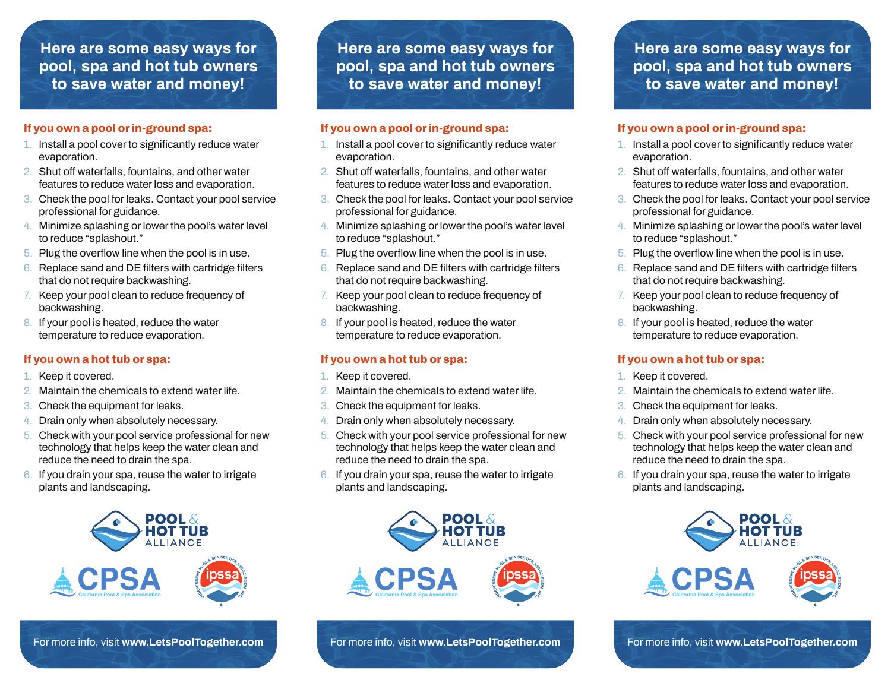## Here are some easy ways for pool, spa and hot tub owners to save water and money!

**If you own a pool or in-ground spa:**

1. Install a pool cover to significantly reduce water evaporation.
2. Shut off waterfalls, fountains, and other water features to reduce water loss and evaporation.
3. Check the pool for leaks. Contact your pool service professional for guidance.
4. Minimize splashing or lower the pool's water level to reduce "splashout."
5. Plug the overflow line when the pool is in use.
6. Replace sand and DE filters with cartridge filters that do not require backwashing.
7. Keep your pool clean to reduce frequency of backwashing.
8. If your pool is heated, reduce the water temperature to reduce evaporation.

**If you own a hot tub or spa:**

1. Keep it covered.
2. Maintain the chemicals to extend water life.
3. Check the equipment for leaks.
4. Drain only when absolutely necessary.
5. Check with your pool service professional for new technology that helps keep the water clean and reduce the need to drain the spa.
6. If you drain your spa, reuse the water to irrigate plants and landscaping.

POOL & HOT TUB ALLIANCE

CPSA California Pool & Spa Association

ipssa Independent Pool & Spa Service Association, Inc.

For more info, visit **www.LetsPoolTogether.com**

## Here are some easy ways for pool, spa and hot tub owners to save water and money!

**If you own a pool or in-ground spa:**

1. Install a pool cover to significantly reduce water evaporation.
2. Shut off waterfalls, fountains, and other water features to reduce water loss and evaporation.
3. Check the pool for leaks. Contact your pool service professional for guidance.
4. Minimize splashing or lower the pool's water level to reduce "splashout."
5. Plug the overflow line when the pool is in use.
6. Replace sand and DE filters with cartridge filters that do not require backwashing.
7. Keep your pool clean to reduce frequency of backwashing.
8. If your pool is heated, reduce the water temperature to reduce evaporation.

**If you own a hot tub or spa:**

1. Keep it covered.
2. Maintain the chemicals to extend water life.
3. Check the equipment for leaks.
4. Drain only when absolutely necessary.
5. Check with your pool service professional for new technology that helps keep the water clean and reduce the need to drain the spa.
6. If you drain your spa, reuse the water to irrigate plants and landscaping.

POOL & HOT TUB ALLIANCE

CPSA California Pool & Spa Association

ipssa Independent Pool & Spa Service Association, Inc.

For more info, visit **www.LetsPoolTogether.com**

## Here are some easy ways for pool, spa and hot tub owners to save water and money!

**If you own a pool or in-ground spa:**

1. Install a pool cover to significantly reduce water evaporation.
2. Shut off waterfalls, fountains, and other water features to reduce water loss and evaporation.
3. Check the pool for leaks. Contact your pool service professional for guidance.
4. Minimize splashing or lower the pool's water level to reduce "splashout."
5. Plug the overflow line when the pool is in use.
6. Replace sand and DE filters with cartridge filters that do not require backwashing.
7. Keep your pool clean to reduce frequency of backwashing.
8. If your pool is heated, reduce the water temperature to reduce evaporation.

**If you own a hot tub or spa:**

1. Keep it covered.
2. Maintain the chemicals to extend water life.
3. Check the equipment for leaks.
4. Drain only when absolutely necessary.
5. Check with your pool service professional for new technology that helps keep the water clean and reduce the need to drain the spa.
6. If you drain your spa, reuse the water to irrigate plants and landscaping.

POOL & HOT TUB ALLIANCE

CPSA California Pool & Spa Association

ipssa Independent Pool & Spa Service Association, Inc.

For more info, visit **www.LetsPoolTogether.com**